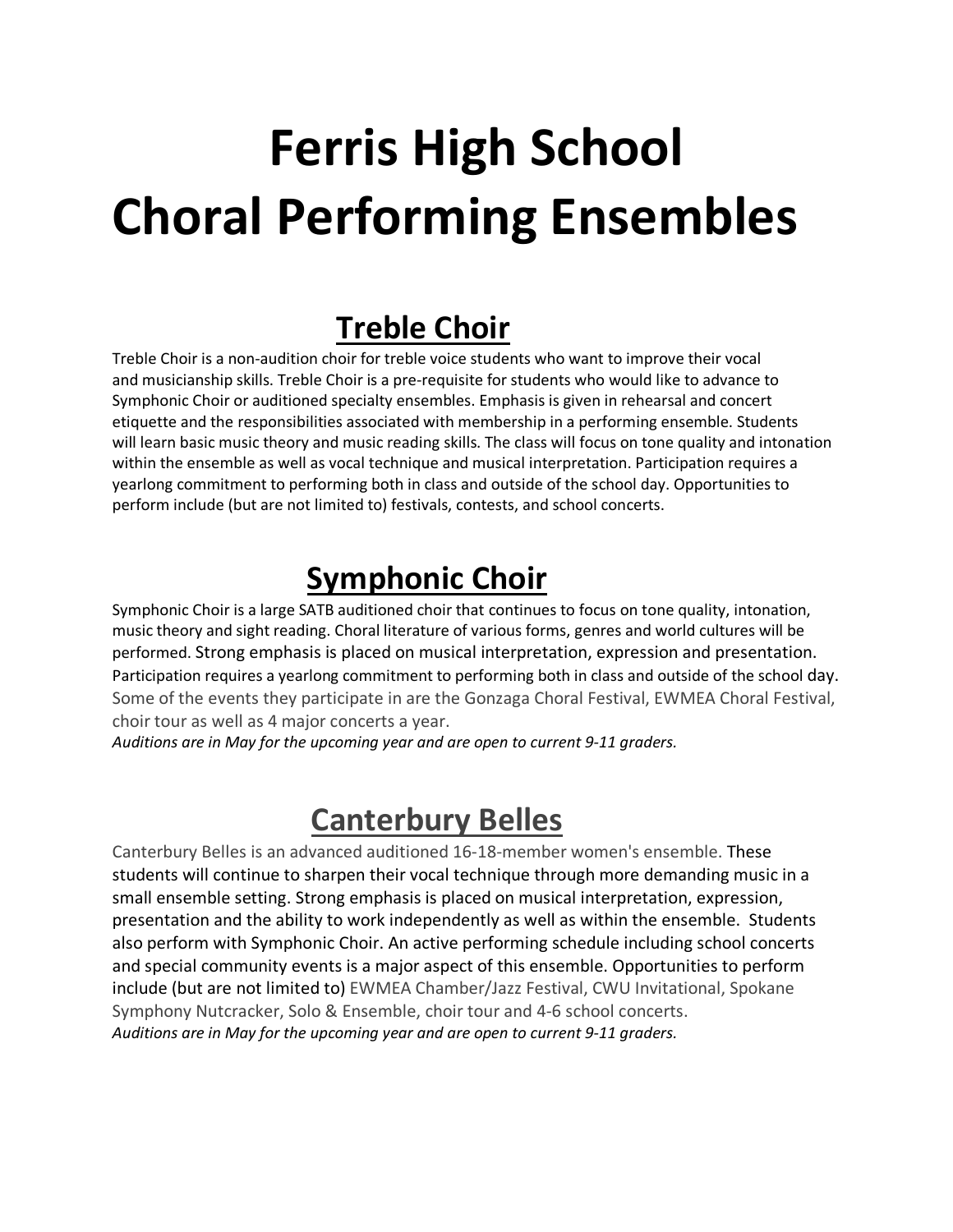# Ferris High School Choral Performing Ensembles

## Treble Choir

Treble Choir is a non-audition choir for treble voice students who want to improve their vocal and musicianship skills. Treble Choir is a pre-requisite for students who would like to advance to Symphonic Choir or auditioned specialty ensembles. Emphasis is given in rehearsal and concert etiquette and the responsibilities associated with membership in a performing ensemble. Students will learn basic music theory and music reading skills. The class will focus on tone quality and intonation within the ensemble as well as vocal technique and musical interpretation. Participation requires a yearlong commitment to performing both in class and outside of the school day. Opportunities to perform include (but are not limited to) festivals, contests, and school concerts.

## Symphonic Choir

Symphonic Choir is a large SATB auditioned choir that continues to focus on tone quality, intonation, music theory and sight reading. Choral literature of various forms, genres and world cultures will be performed. Strong emphasis is placed on musical interpretation, expression and presentation. Participation requires a yearlong commitment to performing both in class and outside of the school day. Some of the events they participate in are the Gonzaga Choral Festival, EWMEA Choral Festival, choir tour as well as 4 major concerts a year.

*Auditions are in May for the upcoming year and are open to current 9-11 graders.*

## Canterbury Belles

Canterbury Belles is an advanced auditioned 16-18-member women's ensemble. These students will continue to sharpen their vocal technique through more demanding music in a small ensemble setting. Strong emphasis is placed on musical interpretation, expression, presentation and the ability to work independently as well as within the ensemble. Students also perform with Symphonic Choir. An active performing schedule including school concerts and special community events is a major aspect of this ensemble. Opportunities to perform include (but are not limited to) EWMEA Chamber/Jazz Festival, CWU Invitational, Spokane Symphony Nutcracker, Solo & Ensemble, choir tour and 4-6 school concerts.

*Auditions are in May for the upcoming year and are open to current 9-11 graders.*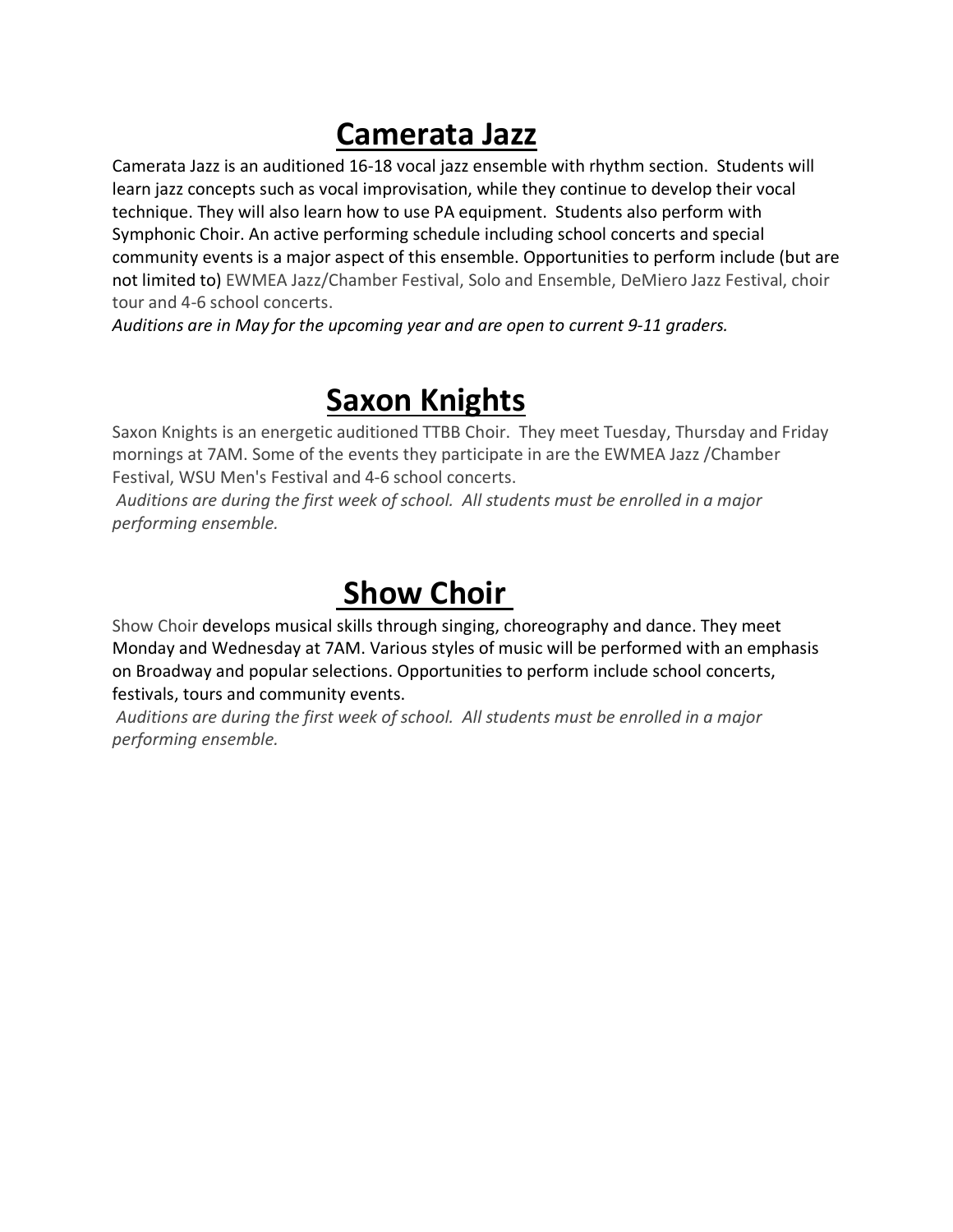# Camerata Jazz

Camerata Jazz is an auditioned 16-18 vocal jazz ensemble with rhythm section. Students will learn jazz concepts such as vocal improvisation, while they continue to develop their vocal technique. They will also learn how to use PA equipment. Students also perform with Symphonic Choir. An active performing schedule including school concerts and special community events is a major aspect of this ensemble. Opportunities to perform include (but are not limited to) EWMEA Jazz/Chamber Festival, Solo and Ensemble, DeMiero Jazz Festival, choir tour and 4-6 school concerts.

*Auditions are in May for the upcoming year and are open to current 9-11 graders.*

# Saxon Knights

Saxon Knights is an energetic auditioned TTBB Choir. They meet Tuesday, Thursday and Friday mornings at 7AM. Some of the events they participate in are the EWMEA Jazz /Chamber Festival, WSU Men's Festival and 4-6 school concerts.

*Auditions are during the first week of school. All students must be enrolled in a major performing ensemble.*

# Show Choir

Show Choir develops musical skills through singing, choreography and dance. They meet Monday and Wednesday at 7AM. Various styles of music will be performed with an emphasis on Broadway and popular selections. Opportunities to perform include school concerts, festivals, tours and community events.

*Auditions are during the first week of school. All students must be enrolled in a major performing ensemble.*